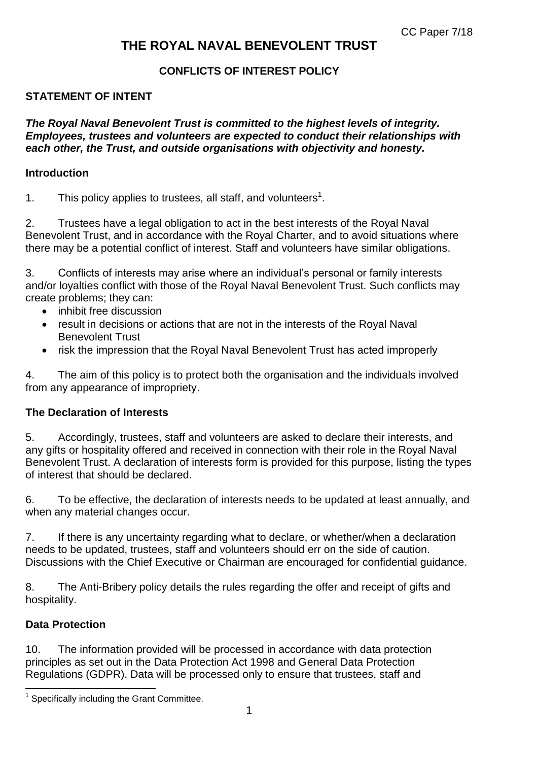CC Paper 7/18

# THE ROYAL NAVAL BENEVOLENT TRUST

## CONFLICTS OF INTEREST POLICY

### STATEMENT OF INTENT

***The Royal Naval Benevolent Trust is committed to the highest levels of integrity. Employees, trustees and volunteers are expected to conduct their relationships with each other, the Trust, and outside organisations with objectivity and honesty.***

### Introduction

1. This policy applies to trustees, all staff, and volunteers[1].

2. Trustees have a legal obligation to act in the best interests of the Royal Naval Benevolent Trust, and in accordance with the Royal Charter, and to avoid situations where there may be a potential conflict of interest. Staff and volunteers have similar obligations.

3. Conflicts of interests may arise where an individual's personal or family interests and/or loyalties conflict with those of the Royal Naval Benevolent Trust. Such conflicts may create problems; they can:

- inhibit free discussion
- result in decisions or actions that are not in the interests of the Royal Naval Benevolent Trust
- risk the impression that the Royal Naval Benevolent Trust has acted improperly

4. The aim of this policy is to protect both the organisation and the individuals involved from any appearance of impropriety.

### The Declaration of Interests

5. Accordingly, trustees, staff and volunteers are asked to declare their interests, and any gifts or hospitality offered and received in connection with their role in the Royal Naval Benevolent Trust. A declaration of interests form is provided for this purpose, listing the types of interest that should be declared.

6. To be effective, the declaration of interests needs to be updated at least annually, and when any material changes occur.

7. If there is any uncertainty regarding what to declare, or whether/when a declaration needs to be updated, trustees, staff and volunteers should err on the side of caution. Discussions with the Chief Executive or Chairman are encouraged for confidential guidance.

8. The Anti-Bribery policy details the rules regarding the offer and receipt of gifts and hospitality.

### Data Protection

10. The information provided will be processed in accordance with data protection principles as set out in the Data Protection Act 1998 and General Data Protection Regulations (GDPR). Data will be processed only to ensure that trustees, staff and

[1] Specifically including the Grant Committee.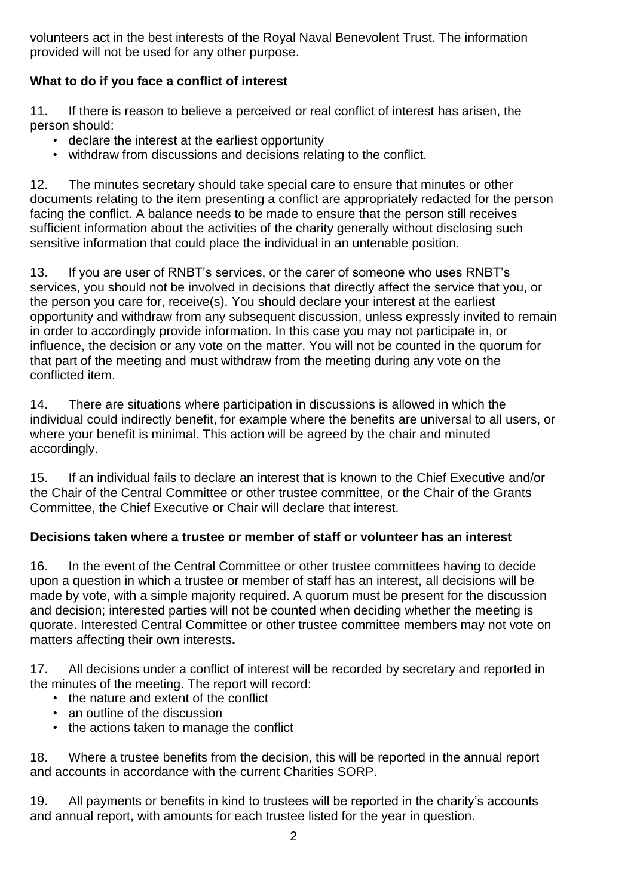volunteers act in the best interests of the Royal Naval Benevolent Trust. The information provided will not be used for any other purpose.

**What to do if you face a conflict of interest**

11. If there is reason to believe a perceived or real conflict of interest has arisen, the person should:

- declare the interest at the earliest opportunity
- withdraw from discussions and decisions relating to the conflict.

12. The minutes secretary should take special care to ensure that minutes or other documents relating to the item presenting a conflict are appropriately redacted for the person facing the conflict. A balance needs to be made to ensure that the person still receives sufficient information about the activities of the charity generally without disclosing such sensitive information that could place the individual in an untenable position.

13. If you are user of RNBT's services, or the carer of someone who uses RNBT's services, you should not be involved in decisions that directly affect the service that you, or the person you care for, receive(s). You should declare your interest at the earliest opportunity and withdraw from any subsequent discussion, unless expressly invited to remain in order to accordingly provide information. In this case you may not participate in, or influence, the decision or any vote on the matter. You will not be counted in the quorum for that part of the meeting and must withdraw from the meeting during any vote on the conflicted item.

14. There are situations where participation in discussions is allowed in which the individual could indirectly benefit, for example where the benefits are universal to all users, or where your benefit is minimal. This action will be agreed by the chair and minuted accordingly.

15. If an individual fails to declare an interest that is known to the Chief Executive and/or the Chair of the Central Committee or other trustee committee, or the Chair of the Grants Committee, the Chief Executive or Chair will declare that interest.

**Decisions taken where a trustee or member of staff or volunteer has an interest**

16. In the event of the Central Committee or other trustee committees having to decide upon a question in which a trustee or member of staff has an interest, all decisions will be made by vote, with a simple majority required. A quorum must be present for the discussion and decision; interested parties will not be counted when deciding whether the meeting is quorate. Interested Central Committee or other trustee committee members may not vote on matters affecting their own interests**.**

17. All decisions under a conflict of interest will be recorded by secretary and reported in the minutes of the meeting. The report will record:

- the nature and extent of the conflict
- an outline of the discussion
- the actions taken to manage the conflict

18. Where a trustee benefits from the decision, this will be reported in the annual report and accounts in accordance with the current Charities SORP.

19. All payments or benefits in kind to trustees will be reported in the charity's accounts and annual report, with amounts for each trustee listed for the year in question.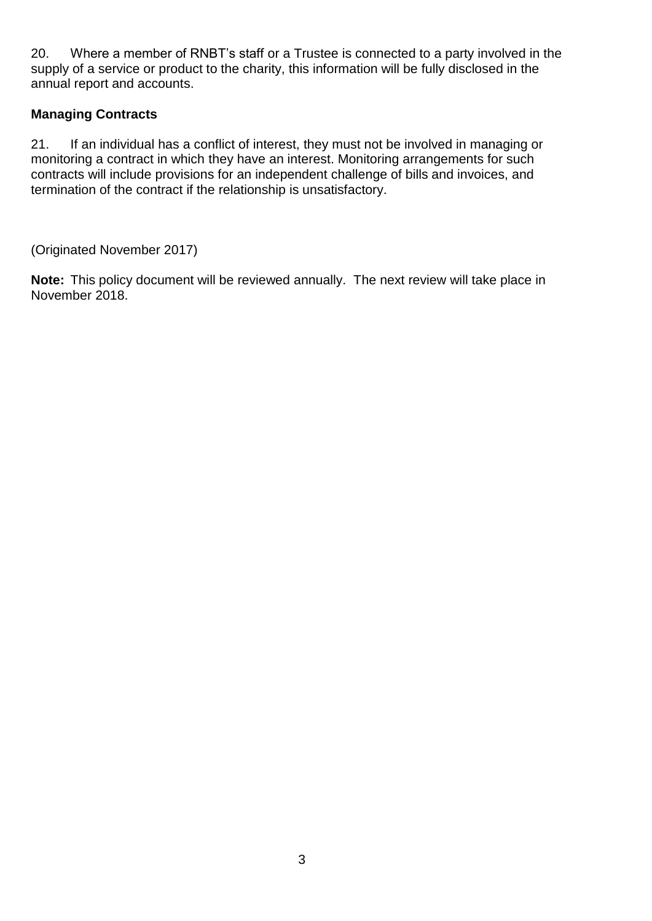20. Where a member of RNBT's staff or a Trustee is connected to a party involved in the supply of a service or product to the charity, this information will be fully disclosed in the annual report and accounts.

**Managing Contracts**

21. If an individual has a conflict of interest, they must not be involved in managing or monitoring a contract in which they have an interest. Monitoring arrangements for such contracts will include provisions for an independent challenge of bills and invoices, and termination of the contract if the relationship is unsatisfactory.

(Originated November 2017)

**Note:** This policy document will be reviewed annually. The next review will take place in November 2018.